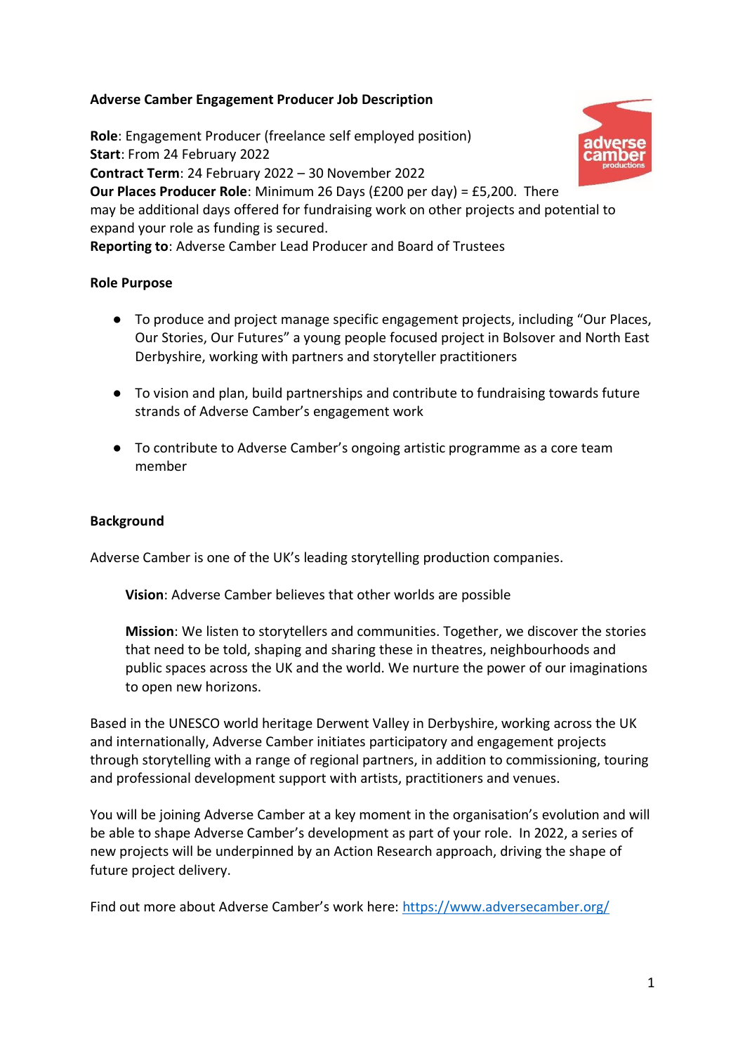**Adverse Camber Engagement Producer Job Description**

**Role**: Engagement Producer (freelance self employed position)
**Start**: From 24 February 2022
**Contract Term**: 24 February 2022 – 30 November 2022
**Our Places Producer Role**: Minimum 26 Days (£200 per day) = £5,200. There may be additional days offered for fundraising work on other projects and potential to expand your role as funding is secured.
**Reporting to**: Adverse Camber Lead Producer and Board of Trustees

**Role Purpose**

- To produce and project manage specific engagement projects, including "Our Places, Our Stories, Our Futures" a young people focused project in Bolsover and North East Derbyshire, working with partners and storyteller practitioners
- To vision and plan, build partnerships and contribute to fundraising towards future strands of Adverse Camber's engagement work
- To contribute to Adverse Camber's ongoing artistic programme as a core team member

**Background**

Adverse Camber is one of the UK's leading storytelling production companies.

> **Vision**: Adverse Camber believes that other worlds are possible
>
> **Mission**: We listen to storytellers and communities. Together, we discover the stories that need to be told, shaping and sharing these in theatres, neighbourhoods and public spaces across the UK and the world. We nurture the power of our imaginations to open new horizons.

Based in the UNESCO world heritage Derwent Valley in Derbyshire, working across the UK and internationally, Adverse Camber initiates participatory and engagement projects through storytelling with a range of regional partners, in addition to commissioning, touring and professional development support with artists, practitioners and venues.

You will be joining Adverse Camber at a key moment in the organisation's evolution and will be able to shape Adverse Camber's development as part of your role. In 2022, a series of new projects will be underpinned by an Action Research approach, driving the shape of future project delivery.

Find out more about Adverse Camber's work here: [https://www.adversecamber.org/](https://www.adversecamber.org/)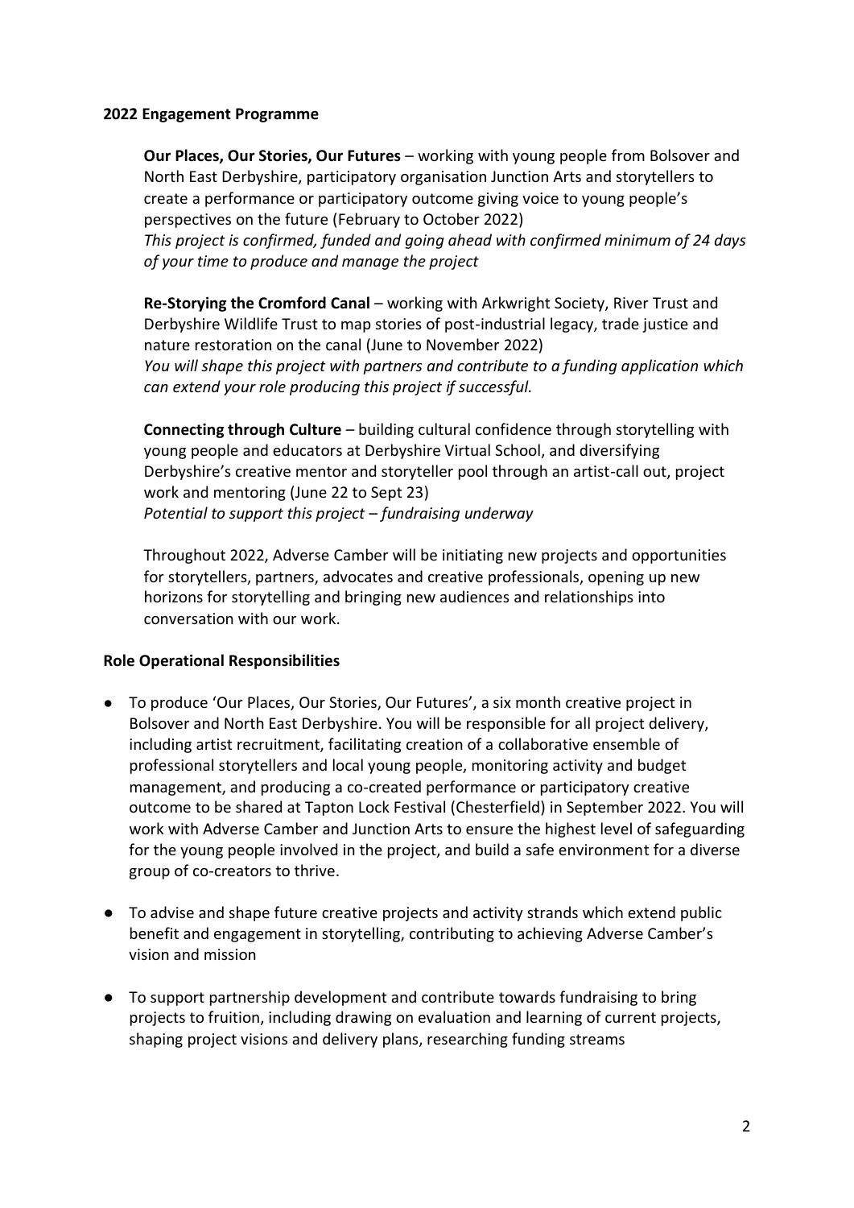**2022 Engagement Programme**

**Our Places, Our Stories, Our Futures** – working with young people from Bolsover and North East Derbyshire, participatory organisation Junction Arts and storytellers to create a performance or participatory outcome giving voice to young people's perspectives on the future (February to October 2022)
*This project is confirmed, funded and going ahead with confirmed minimum of 24 days of your time to produce and manage the project*

**Re-Storying the Cromford Canal** – working with Arkwright Society, River Trust and Derbyshire Wildlife Trust to map stories of post-industrial legacy, trade justice and nature restoration on the canal (June to November 2022)
*You will shape this project with partners and contribute to a funding application which can extend your role producing this project if successful.*

**Connecting through Culture** – building cultural confidence through storytelling with young people and educators at Derbyshire Virtual School, and diversifying Derbyshire's creative mentor and storyteller pool through an artist-call out, project work and mentoring (June 22 to Sept 23)
*Potential to support this project – fundraising underway*

Throughout 2022, Adverse Camber will be initiating new projects and opportunities for storytellers, partners, advocates and creative professionals, opening up new horizons for storytelling and bringing new audiences and relationships into conversation with our work.

**Role Operational Responsibilities**

- To produce 'Our Places, Our Stories, Our Futures', a six month creative project in Bolsover and North East Derbyshire. You will be responsible for all project delivery, including artist recruitment, facilitating creation of a collaborative ensemble of professional storytellers and local young people, monitoring activity and budget management, and producing a co-created performance or participatory creative outcome to be shared at Tapton Lock Festival (Chesterfield) in September 2022. You will work with Adverse Camber and Junction Arts to ensure the highest level of safeguarding for the young people involved in the project, and build a safe environment for a diverse group of co-creators to thrive.
- To advise and shape future creative projects and activity strands which extend public benefit and engagement in storytelling, contributing to achieving Adverse Camber's vision and mission
- To support partnership development and contribute towards fundraising to bring projects to fruition, including drawing on evaluation and learning of current projects, shaping project visions and delivery plans, researching funding streams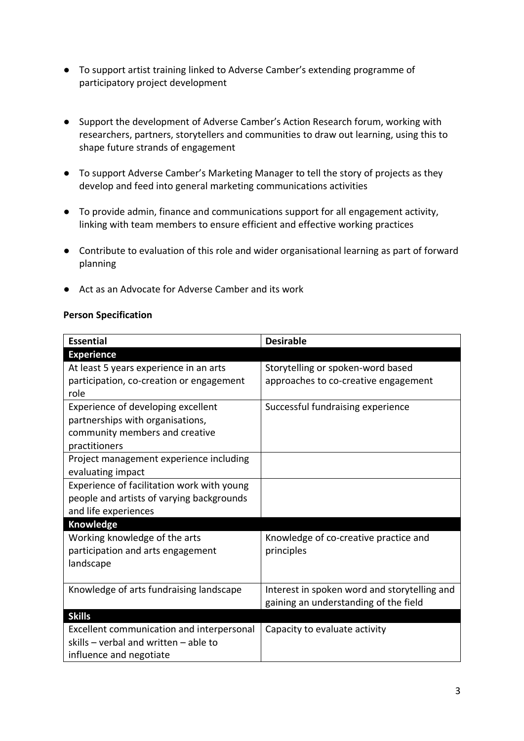- To support artist training linked to Adverse Camber's extending programme of participatory project development

- Support the development of Adverse Camber's Action Research forum, working with researchers, partners, storytellers and communities to draw out learning, using this to shape future strands of engagement

- To support Adverse Camber's Marketing Manager to tell the story of projects as they develop and feed into general marketing communications activities

- To provide admin, finance and communications support for all engagement activity, linking with team members to ensure efficient and effective working practices

- Contribute to evaluation of this role and wider organisational learning as part of forward planning

- Act as an Advocate for Adverse Camber and its work

**Person Specification**

| Essential | Desirable |
|---|---|
| **Experience** | |
| At least 5 years experience in an arts participation, co-creation or engagement role | Storytelling or spoken-word based approaches to co-creative engagement |
| Experience of developing excellent partnerships with organisations, community members and creative practitioners | Successful fundraising experience |
| Project management experience including evaluating impact | |
| Experience of facilitation work with young people and artists of varying backgrounds and life experiences | |
| **Knowledge** | |
| Working knowledge of the arts participation and arts engagement landscape | Knowledge of co-creative practice and principles |
| Knowledge of arts fundraising landscape | Interest in spoken word and storytelling and gaining an understanding of the field |
| **Skills** | |
| Excellent communication and interpersonal skills – verbal and written – able to influence and negotiate | Capacity to evaluate activity |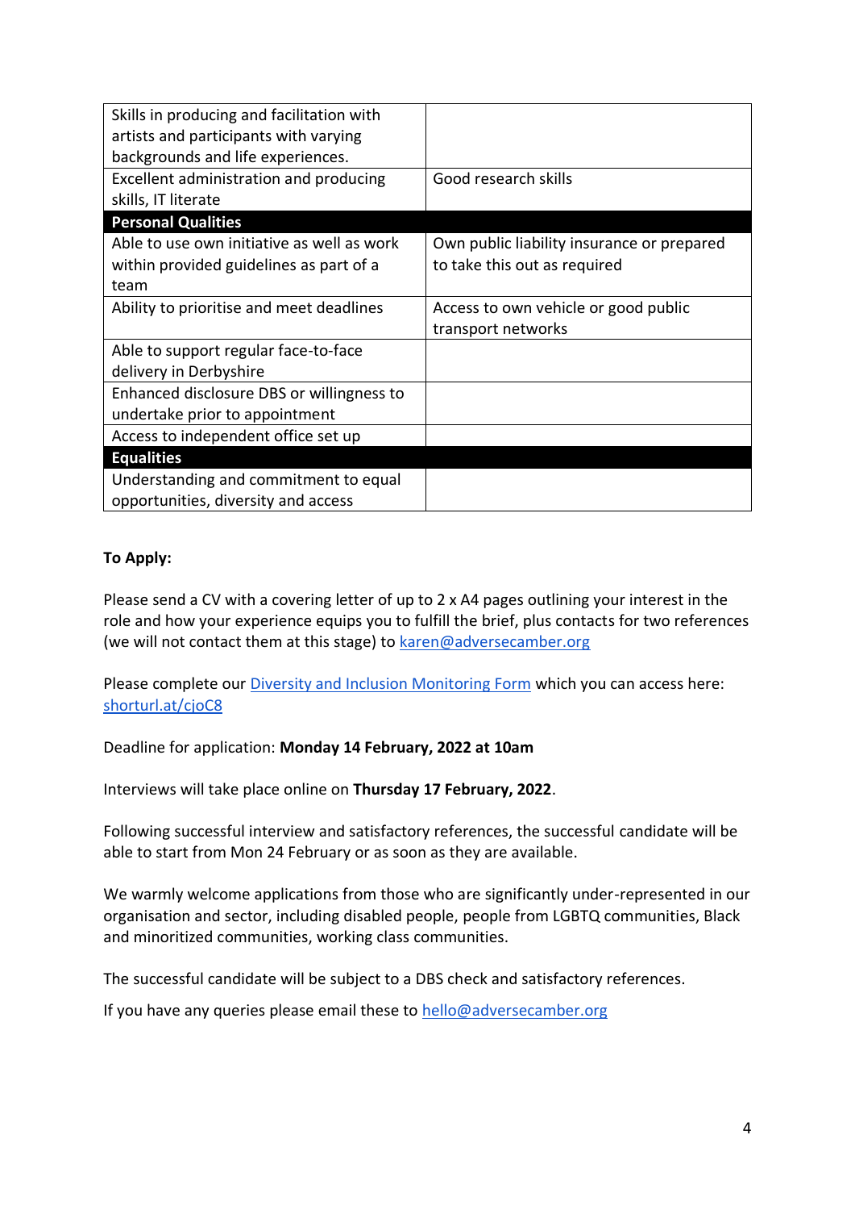| | |
|---|---|
| Skills in producing and facilitation with artists and participants with varying backgrounds and life experiences. | |
| Excellent administration and producing skills, IT literate | Good research skills |
| **Personal Qualities** | |
| Able to use own initiative as well as work within provided guidelines as part of a team | Own public liability insurance or prepared to take this out as required |
| Ability to prioritise and meet deadlines | Access to own vehicle or good public transport networks |
| Able to support regular face-to-face delivery in Derbyshire | |
| Enhanced disclosure DBS or willingness to undertake prior to appointment | |
| Access to independent office set up | |
| **Equalities** | |
| Understanding and commitment to equal opportunities, diversity and access | |

**To Apply:**

Please send a CV with a covering letter of up to 2 x A4 pages outlining your interest in the role and how your experience equips you to fulfill the brief, plus contacts for two references (we will not contact them at this stage) to karen@adversecamber.org

Please complete our Diversity and Inclusion Monitoring Form which you can access here: shorturl.at/cjoC8

Deadline for application: **Monday 14 February, 2022 at 10am**

Interviews will take place online on **Thursday 17 February, 2022**.

Following successful interview and satisfactory references, the successful candidate will be able to start from Mon 24 February or as soon as they are available.

We warmly welcome applications from those who are significantly under-represented in our organisation and sector, including disabled people, people from LGBTQ communities, Black and minoritized communities, working class communities.

The successful candidate will be subject to a DBS check and satisfactory references.

If you have any queries please email these to hello@adversecamber.org